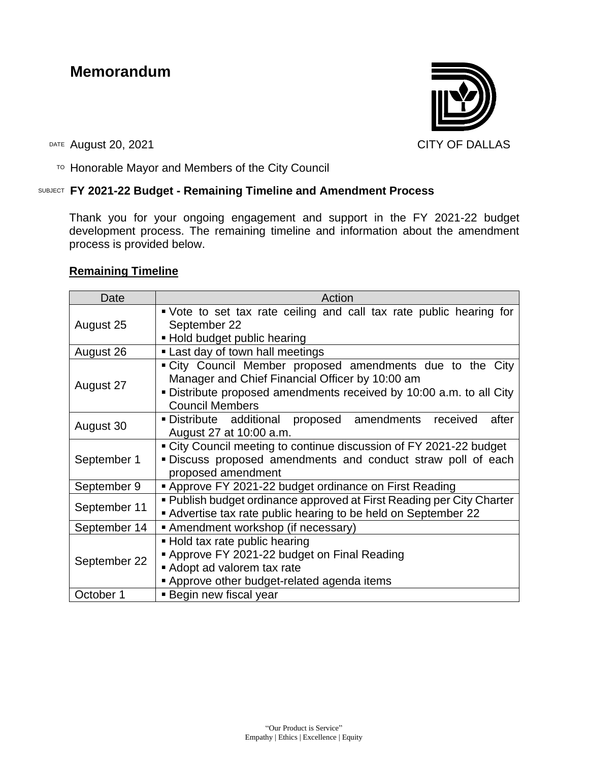# Memorandum

CITY OF DALLAS

DATE August 20, 2021

TO Honorable Mayor and Members of the City Council

SUBJECT **FY 2021-22 Budget - Remaining Timeline and Amendment Process**

Thank you for your ongoing engagement and support in the FY 2021-22 budget development process. The remaining timeline and information about the amendment process is provided below.

## Remaining Timeline

| Date | Action |
| --- | --- |
| August 25 | ▪ Vote to set tax rate ceiling and call tax rate public hearing for September 22<br>▪ Hold budget public hearing |
| August 26 | ▪ Last day of town hall meetings |
| August 27 | ▪ City Council Member proposed amendments due to the City Manager and Chief Financial Officer by 10:00 am<br>▪ Distribute proposed amendments received by 10:00 a.m. to all City Council Members |
| August 30 | ▪ Distribute additional proposed amendments received after August 27 at 10:00 a.m. |
| September 1 | ▪ City Council meeting to continue discussion of FY 2021-22 budget<br>▪ Discuss proposed amendments and conduct straw poll of each proposed amendment |
| September 9 | ▪ Approve FY 2021-22 budget ordinance on First Reading |
| September 11 | ▪ Publish budget ordinance approved at First Reading per City Charter<br>▪ Advertise tax rate public hearing to be held on September 22 |
| September 14 | ▪ Amendment workshop (if necessary) |
| September 22 | ▪ Hold tax rate public hearing<br>▪ Approve FY 2021-22 budget on Final Reading<br>▪ Adopt ad valorem tax rate<br>▪ Approve other budget-related agenda items |
| October 1 | ▪ Begin new fiscal year |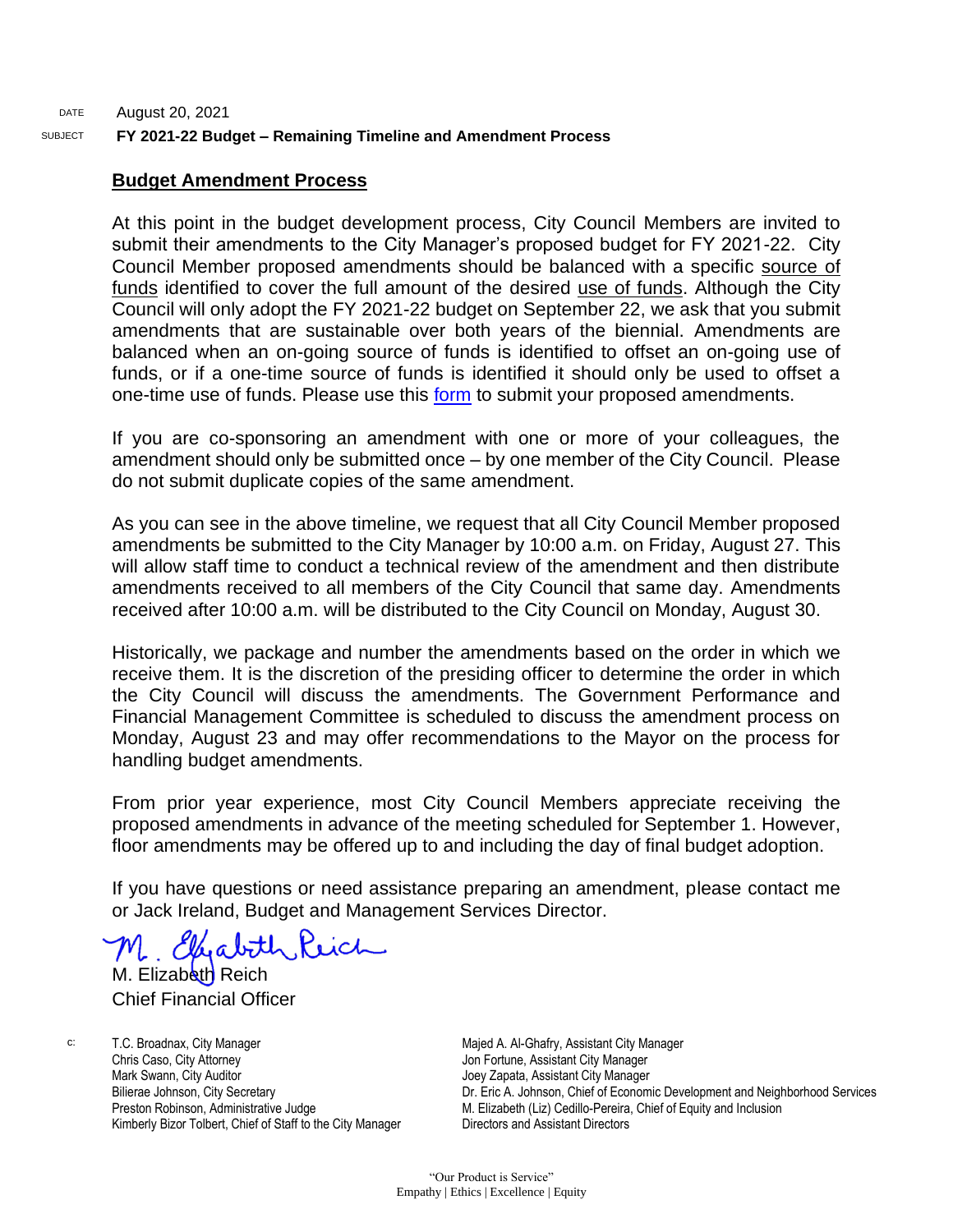DATE August 20, 2021

SUBJECT **FY 2021-22 Budget – Remaining Timeline and Amendment Process**

## Budget Amendment Process

At this point in the budget development process, City Council Members are invited to submit their amendments to the City Manager's proposed budget for FY 2021-22. City Council Member proposed amendments should be balanced with a specific source of funds identified to cover the full amount of the desired use of funds. Although the City Council will only adopt the FY 2021-22 budget on September 22, we ask that you submit amendments that are sustainable over both years of the biennial. Amendments are balanced when an on-going source of funds is identified to offset an on-going use of funds, or if a one-time source of funds is identified it should only be used to offset a one-time use of funds. Please use this form to submit your proposed amendments.

If you are co-sponsoring an amendment with one or more of your colleagues, the amendment should only be submitted once – by one member of the City Council. Please do not submit duplicate copies of the same amendment.

As you can see in the above timeline, we request that all City Council Member proposed amendments be submitted to the City Manager by 10:00 a.m. on Friday, August 27. This will allow staff time to conduct a technical review of the amendment and then distribute amendments received to all members of the City Council that same day. Amendments received after 10:00 a.m. will be distributed to the City Council on Monday, August 30.

Historically, we package and number the amendments based on the order in which we receive them. It is the discretion of the presiding officer to determine the order in which the City Council will discuss the amendments. The Government Performance and Financial Management Committee is scheduled to discuss the amendment process on Monday, August 23 and may offer recommendations to the Mayor on the process for handling budget amendments.

From prior year experience, most City Council Members appreciate receiving the proposed amendments in advance of the meeting scheduled for September 1. However, floor amendments may be offered up to and including the day of final budget adoption.

If you have questions or need assistance preparing an amendment, please contact me or Jack Ireland, Budget and Management Services Director.

M. Elizabeth Reich
Chief Financial Officer

c:
T.C. Broadnax, City Manager
Chris Caso, City Attorney
Mark Swann, City Auditor
Bilierae Johnson, City Secretary
Preston Robinson, Administrative Judge
Kimberly Bizor Tolbert, Chief of Staff to the City Manager
Majed A. Al-Ghafry, Assistant City Manager
Jon Fortune, Assistant City Manager
Joey Zapata, Assistant City Manager
Dr. Eric A. Johnson, Chief of Economic Development and Neighborhood Services
M. Elizabeth (Liz) Cedillo-Pereira, Chief of Equity and Inclusion
Directors and Assistant Directors

"Our Product is Service"
Empathy | Ethics | Excellence | Equity